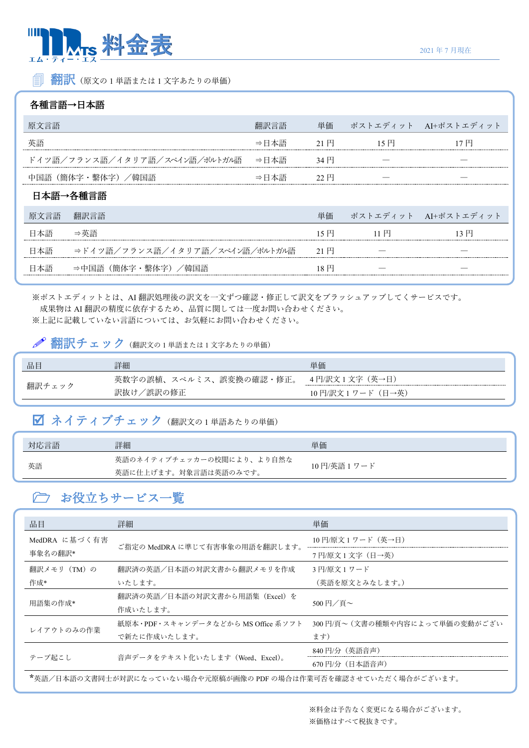# エム・ティー・エス 料金表

2021 年 7 月現在

## 翻訳（原文の 1 単語または 1 文字あたりの単価）

### 各種言語→日本語

| 原文言語 | 翻訳言語 | 単価 | ポストエディット | AI+ポストエディット |
|---|---|---|---|---|
| 英語 | ⇒日本語 | 21 円 | 15 円 | 17 円 |
| ドイツ語／フランス語／イタリア語／スペイン語／ポルトガル語 | ⇒日本語 | 34 円 | ― | ― |
| 中国語（簡体字・繁体字）／韓国語 | ⇒日本語 | 22 円 | ― | ― |

### 日本語→各種言語

| 原文言語 | 翻訳言語 | 単価 | ポストエディット | AI+ポストエディット |
|---|---|---|---|---|
| 日本語 | ⇒英語 | 15 円 | 11 円 | 13 円 |
| 日本語 | ⇒ドイツ語／フランス語／イタリア語／スペイン語／ポルトガル語 | 21 円 | ― | ― |
| 日本語 | ⇒中国語（簡体字・繁体字）／韓国語 | 18 円 | ― | ― |

※ポストエディットとは、AI 翻訳処理後の訳文を一文ずつ確認・修正して訳文をブラッシュアップしてくサービスです。
　成果物は AI 翻訳の精度に依存するため、品質に関しては一度お問い合わせください。
※上記に記載していない言語については、お気軽にお問い合わせください。

## 翻訳チェック（翻訳文の 1 単語または 1 文字あたりの単価）

| 品目 | 詳細 | 単価 |
|---|---|---|
| 翻訳チェック | 英数字の誤植、スペルミス、誤変換の確認・修正。<br>訳抜け／誤訳の修正 | 4 円/訳文 1 文字（英→日）<br>10 円/訳文 1 ワード（日→英） |

## ネイティブチェック（翻訳文の 1 単語あたりの単価）

| 対応言語 | 詳細 | 単価 |
|---|---|---|
| 英語 | 英語のネイティブチェッカーの校閲により、より自然な英語に仕上げます。対象言語は英語のみです。 | 10 円/英語 1 ワード |

## お役立ちサービス一覧

| 品目 | 詳細 | 単価 |
|---|---|---|
| MedDRA に基づく有害事象名の翻訳* | ご指定の MedDRA に準じて有害事象の用語を翻訳します。 | 10 円/原文 1 ワード（英→日）<br>7 円/原文 1 文字（日→英） |
| 翻訳メモリ（TM）の作成* | 翻訳済の英語／日本語の対訳文書から翻訳メモリを作成いたします。 | 3 円/原文 1 ワード<br>（英語を原文とみなします。） |
| 用語集の作成* | 翻訳済の英語／日本語の対訳文書から用語集（Excel）を作成いたします。 | 500 円／頁～ |
| レイアウトのみの作業 | 紙原本・PDF・スキャンデータなどから MS Office 系ソフトで新たに作成いたします。 | 300 円/頁～（文書の種類や内容によって単価の変動がございます） |
| テープ起こし | 音声データをテキスト化いたします（Word、Excel）。 | 840 円/分（英語音声）<br>670 円/分（日本語音声） |

*英語／日本語の文書同士が対訳になっていない場合や元原稿が画像の PDF の場合は作業可否を確認させていただく場合がございます。

※料金は予告なく変更になる場合がございます。
※価格はすべて税抜きです。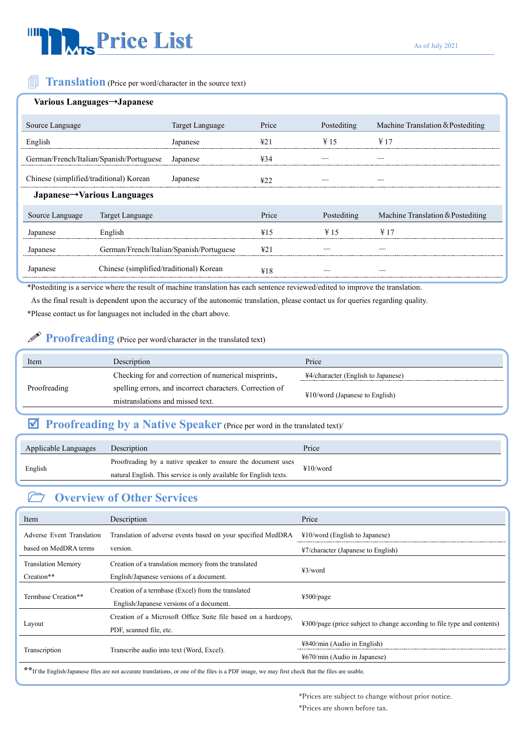# Price List

As of July 2021

## Translation (Price per word/character in the source text)

### Various Languages→Japanese

| Source Language | Target Language | Price | Postediting | Machine Translation＆Postediting |
|---|---|---|---|---|
| English | Japanese | ¥21 | ￥15 | ￥17 |
| German/French/Italian/Spanish/Portuguese | Japanese | ¥34 | — | — |
| Chinese (simplified/traditional) Korean | Japanese | ¥22 | — | — |

### Japanese→Various Languages

| Source Language | Target Language | Price | Postediting | Machine Translation＆Postediting |
|---|---|---|---|---|
| Japanese | English | ¥15 | ￥15 | ￥17 |
| Japanese | German/French/Italian/Spanish/Portuguese | ¥21 | — | — |
| Japanese | Chinese (simplified/traditional) Korean | ¥18 | — | — |

*Postediting is a service where the result of machine translation has each sentence reviewed/edited to improve the translation.
As the final result is dependent upon the accuracy of the autonomic translation, please contact us for queries regarding quality.

*Please contact us for languages not included in the chart above.

## Proofreading (Price per word/character in the translated text)

| Item | Description | Price |
|---|---|---|
| Proofreading | Checking for and correction of numerical misprints、spelling errors, and incorrect characters. Correction of mistranslations and missed text. | ¥4/character (English to Japanese)<br>¥10/word (Japanese to English) |

## Proofreading by a Native Speaker (Price per word in the translated text)/

| Applicable Languages | Description | Price |
|---|---|---|
| English | Proofreading by a native speaker to ensure the document uses natural English. This service is only available for English texts. | ¥10/word |

## Overview of Other Services

| Item | Description | Price |
|---|---|---|
| Adverse Event Translation based on MedDRA terms | Translation of adverse events based on your specified MedDRA version. | ¥10/word (English to Japanese)<br>¥7/character (Japanese to English) |
| Translation Memory Creation** | Creation of a translation memory from the translated English/Japanese versions of a document. | ¥3/word |
| Termbase Creation** | Creation of a termbase (Excel) from the translated English/Japanese versions of a document. | ¥500/page |
| Layout | Creation of a Microsoft Office Suite file based on a hardcopy, PDF, scanned file, etc. | ¥300/page (price subject to change according to file type and contents) |
| Transcription | Transcribe audio into text (Word, Excel). | ¥840/min (Audio in English)<br>¥670/min (Audio in Japanese) |

**If the English/Japanese files are not accurate translations, or one of the files is a PDF image, we may first check that the files are usable.

*Prices are subject to change without prior notice.
*Prices are shown before tax.